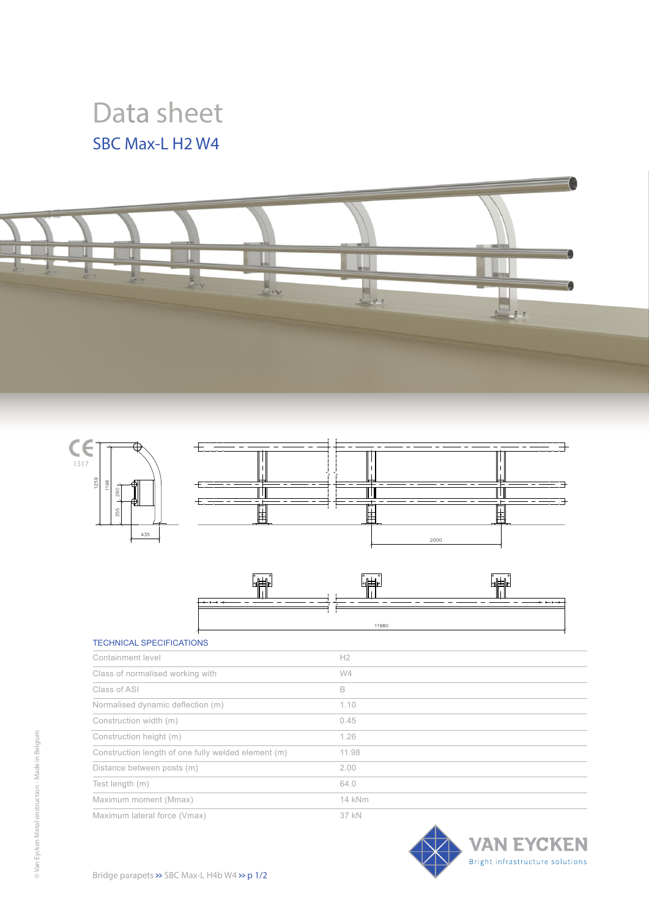# Data sheet

## SBC Max-L H2 W4

### TECHNICAL SPECIFICATIONS

| | |
|---|---|
| Containment level | H2 |
| Class of normalised working with | W4 |
| Class of ASI | B |
| Normalised dynamic deflection (m) | 1.10 |
| Construction width (m) | 0.45 |
| Construction height (m) | 1.26 |
| Construction length of one fully welded element (m) | 11.98 |
| Distance between posts (m) | 2.00 |
| Test length (m) | 64.0 |
| Maximum moment (Mmax) | 14 kNm |
| Maximum lateral force (Vmax) | 37 kN |

VAN EYCKEN
Bright infrastructure solutions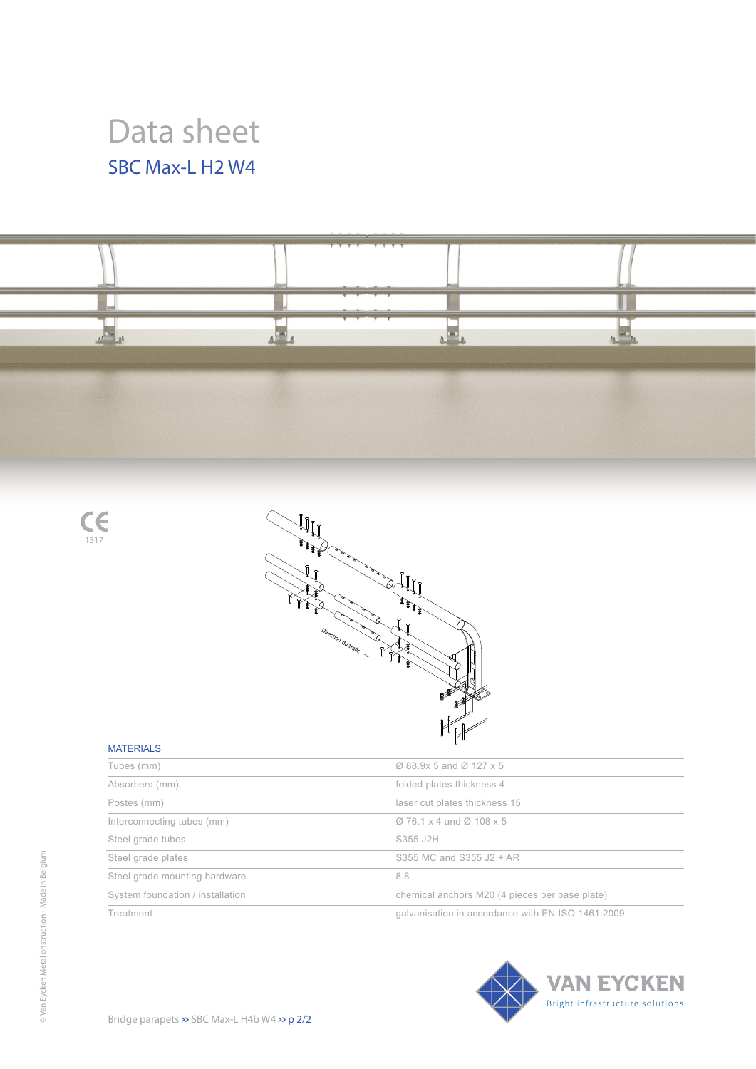# Data sheet

## SBC Max-L H2 W4

CE
1317

Direction du trafic

### MATERIALS

| | |
|---|---|
| Tubes (mm) | Ø 88.9x 5 and Ø 127 x 5 |
| Absorbers (mm) | folded plates thickness 4 |
| Postes (mm) | laser cut plates thickness 15 |
| Interconnecting tubes (mm) | Ø 76.1 x 4 and Ø 108 x 5 |
| Steel grade tubes | S355 J2H |
| Steel grade plates | S355 MC and S355 J2 + AR |
| Steel grade mounting hardware | 8.8 |
| System foundation / installation | chemical anchors M20 (4 pieces per base plate) |
| Treatment | galvanisation in accordance with EN ISO 1461:2009 |

© Van Eycken Metal onstruction - Made in Belgium

VAN EYCKEN
Bright infrastructure solutions

Bridge parapets >> SBC Max-L H4b W4 >> p 2/2